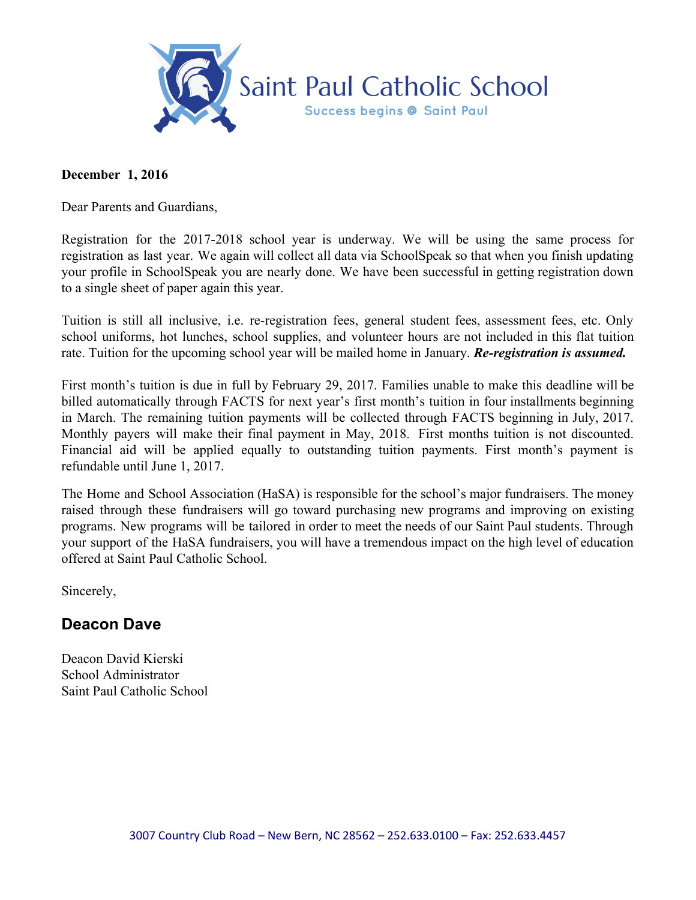# Saint Paul Catholic School

Success begins @ Saint Paul

**December 1, 2016**

Dear Parents and Guardians,

Registration for the 2017-2018 school year is underway. We will be using the same process for registration as last year. We again will collect all data via SchoolSpeak so that when you finish updating your profile in SchoolSpeak you are nearly done. We have been successful in getting registration down to a single sheet of paper again this year.

Tuition is still all inclusive, i.e. re-registration fees, general student fees, assessment fees, etc. Only school uniforms, hot lunches, school supplies, and volunteer hours are not included in this flat tuition rate. Tuition for the upcoming school year will be mailed home in January. ***Re-registration is assumed.***

First month's tuition is due in full by February 29, 2017. Families unable to make this deadline will be billed automatically through FACTS for next year's first month's tuition in four installments beginning in March. The remaining tuition payments will be collected through FACTS beginning in July, 2017. Monthly payers will make their final payment in May, 2018. First months tuition is not discounted. Financial aid will be applied equally to outstanding tuition payments. First month's payment is refundable until June 1, 2017.

The Home and School Association (HaSA) is responsible for the school's major fundraisers. The money raised through these fundraisers will go toward purchasing new programs and improving on existing programs. New programs will be tailored in order to meet the needs of our Saint Paul students. Through your support of the HaSA fundraisers, you will have a tremendous impact on the high level of education offered at Saint Paul Catholic School.

Sincerely,

**Deacon Dave**

Deacon David Kierski
School Administrator
Saint Paul Catholic School

3007 Country Club Road – New Bern, NC 28562 – 252.633.0100 – Fax: 252.633.4457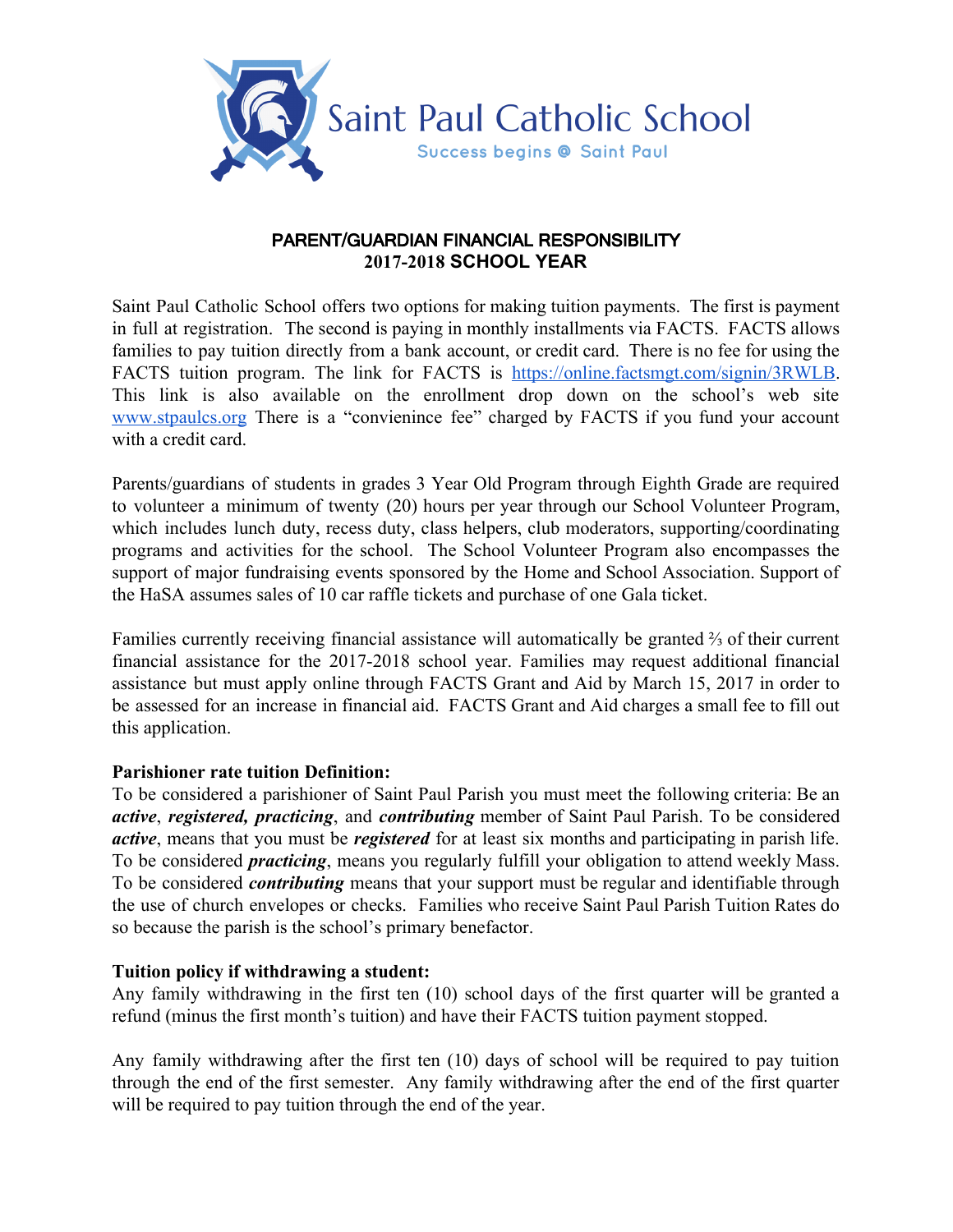# Saint Paul Catholic School

Success begins @ Saint Paul

## PARENT/GUARDIAN FINANCIAL RESPONSIBILITY
## 2017-2018 SCHOOL YEAR

Saint Paul Catholic School offers two options for making tuition payments. The first is payment in full at registration. The second is paying in monthly installments via FACTS. FACTS allows families to pay tuition directly from a bank account, or credit card. There is no fee for using the FACTS tuition program. The link for FACTS is https://online.factsmgt.com/signin/3RWLB. This link is also available on the enrollment drop down on the school's web site www.stpaulcs.org There is a "convienince fee" charged by FACTS if you fund your account with a credit card.

Parents/guardians of students in grades 3 Year Old Program through Eighth Grade are required to volunteer a minimum of twenty (20) hours per year through our School Volunteer Program, which includes lunch duty, recess duty, class helpers, club moderators, supporting/coordinating programs and activities for the school. The School Volunteer Program also encompasses the support of major fundraising events sponsored by the Home and School Association. Support of the HaSA assumes sales of 10 car raffle tickets and purchase of one Gala ticket.

Families currently receiving financial assistance will automatically be granted ⅔ of their current financial assistance for the 2017-2018 school year. Families may request additional financial assistance but must apply online through FACTS Grant and Aid by March 15, 2017 in order to be assessed for an increase in financial aid. FACTS Grant and Aid charges a small fee to fill out this application.

**Parishioner rate tuition Definition:**
To be considered a parishioner of Saint Paul Parish you must meet the following criteria: Be an ***active***, ***registered, practicing***, and ***contributing*** member of Saint Paul Parish. To be considered ***active***, means that you must be ***registered*** for at least six months and participating in parish life. To be considered ***practicing***, means you regularly fulfill your obligation to attend weekly Mass. To be considered ***contributing*** means that your support must be regular and identifiable through the use of church envelopes or checks. Families who receive Saint Paul Parish Tuition Rates do so because the parish is the school's primary benefactor.

**Tuition policy if withdrawing a student:**
Any family withdrawing in the first ten (10) school days of the first quarter will be granted a refund (minus the first month's tuition) and have their FACTS tuition payment stopped.

Any family withdrawing after the first ten (10) days of school will be required to pay tuition through the end of the first semester. Any family withdrawing after the end of the first quarter will be required to pay tuition through the end of the year.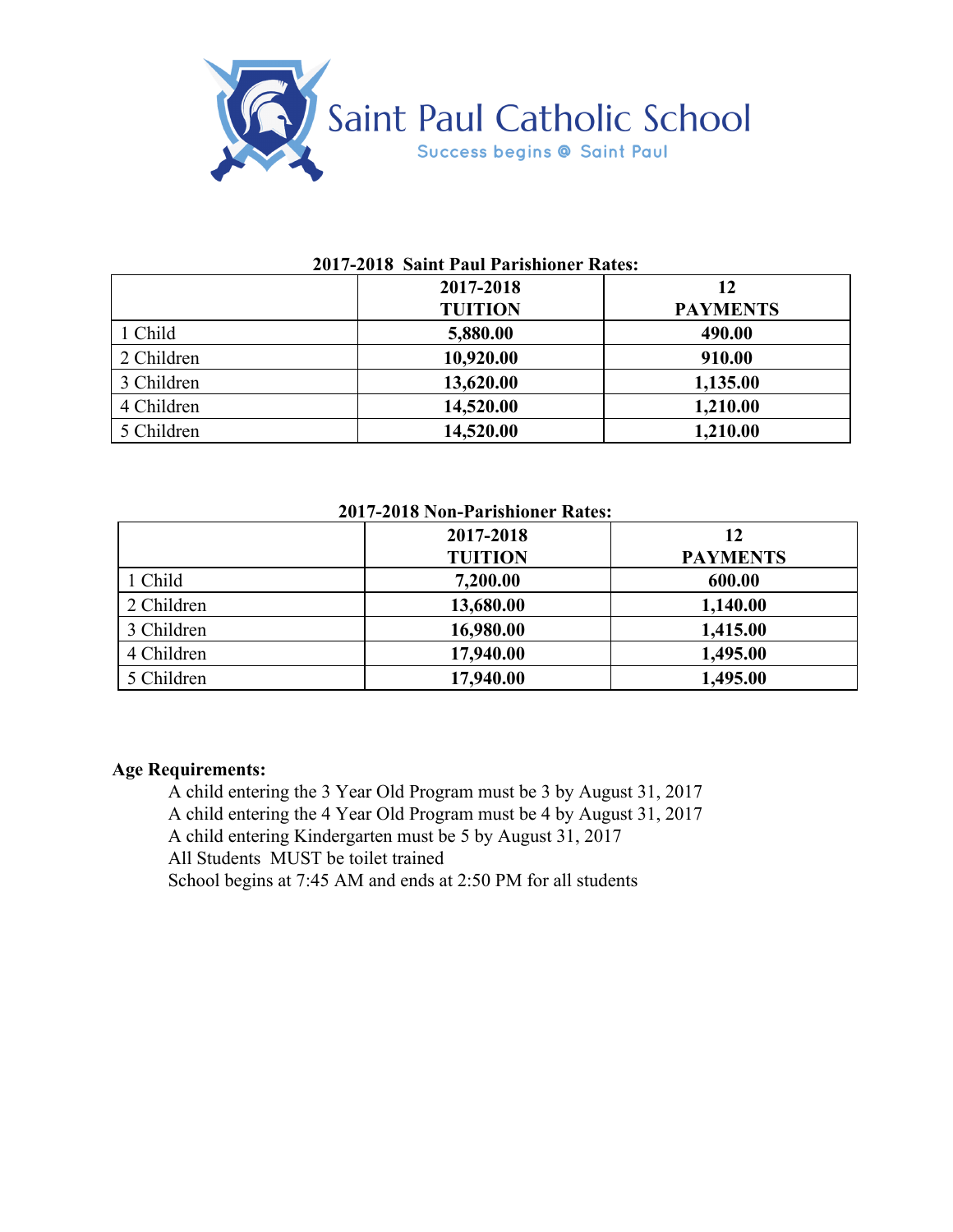# Saint Paul Catholic School

Success begins @ Saint Paul

**2017-2018 Saint Paul Parishioner Rates:**

| | 2017-2018 TUITION | 12 PAYMENTS |
|---|---|---|
| 1 Child | **5,880.00** | **490.00** |
| 2 Children | **10,920.00** | **910.00** |
| 3 Children | **13,620.00** | **1,135.00** |
| 4 Children | **14,520.00** | **1,210.00** |
| 5 Children | **14,520.00** | **1,210.00** |

**2017-2018 Non-Parishioner Rates:**

| | 2017-2018 TUITION | 12 PAYMENTS |
|---|---|---|
| 1 Child | **7,200.00** | **600.00** |
| 2 Children | **13,680.00** | **1,140.00** |
| 3 Children | **16,980.00** | **1,415.00** |
| 4 Children | **17,940.00** | **1,495.00** |
| 5 Children | **17,940.00** | **1,495.00** |

**Age Requirements:**

A child entering the 3 Year Old Program must be 3 by August 31, 2017
A child entering the 4 Year Old Program must be 4 by August 31, 2017
A child entering Kindergarten must be 5 by August 31, 2017
All Students MUST be toilet trained
School begins at 7:45 AM and ends at 2:50 PM for all students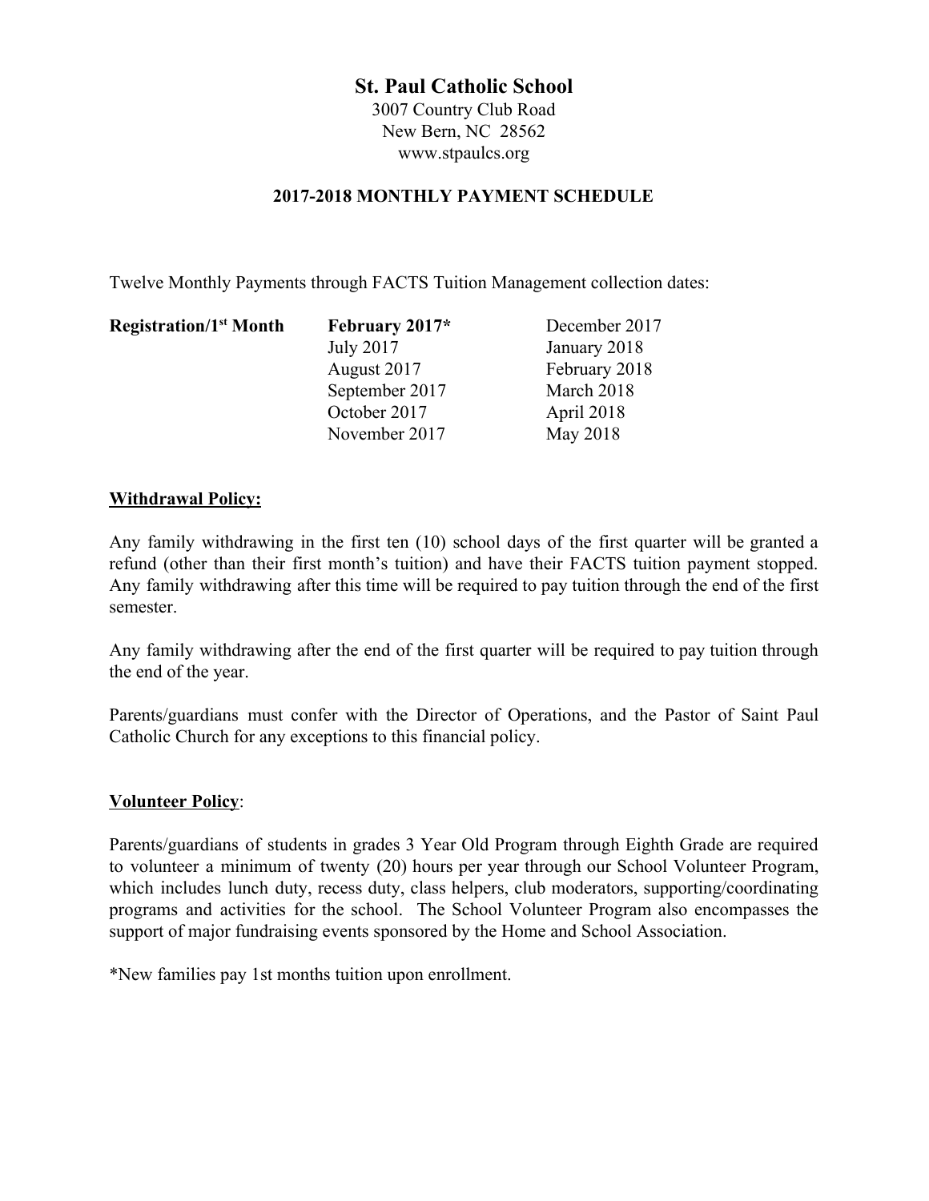# St. Paul Catholic School

3007 Country Club Road
New Bern, NC 28562
www.stpaulcs.org

## 2017-2018 MONTHLY PAYMENT SCHEDULE

Twelve Monthly Payments through FACTS Tuition Management collection dates:

| | | |
|---|---|---|
| **Registration/1st Month** | **February 2017*** | December 2017 |
| | July 2017 | January 2018 |
| | August 2017 | February 2018 |
| | September 2017 | March 2018 |
| | October 2017 | April 2018 |
| | November 2017 | May 2018 |

**Withdrawal Policy:**

Any family withdrawing in the first ten (10) school days of the first quarter will be granted a refund (other than their first month's tuition) and have their FACTS tuition payment stopped. Any family withdrawing after this time will be required to pay tuition through the end of the first semester.

Any family withdrawing after the end of the first quarter will be required to pay tuition through the end of the year.

Parents/guardians must confer with the Director of Operations, and the Pastor of Saint Paul Catholic Church for any exceptions to this financial policy.

**Volunteer Policy**:

Parents/guardians of students in grades 3 Year Old Program through Eighth Grade are required to volunteer a minimum of twenty (20) hours per year through our School Volunteer Program, which includes lunch duty, recess duty, class helpers, club moderators, supporting/coordinating programs and activities for the school. The School Volunteer Program also encompasses the support of major fundraising events sponsored by the Home and School Association.

*New families pay 1st months tuition upon enrollment.